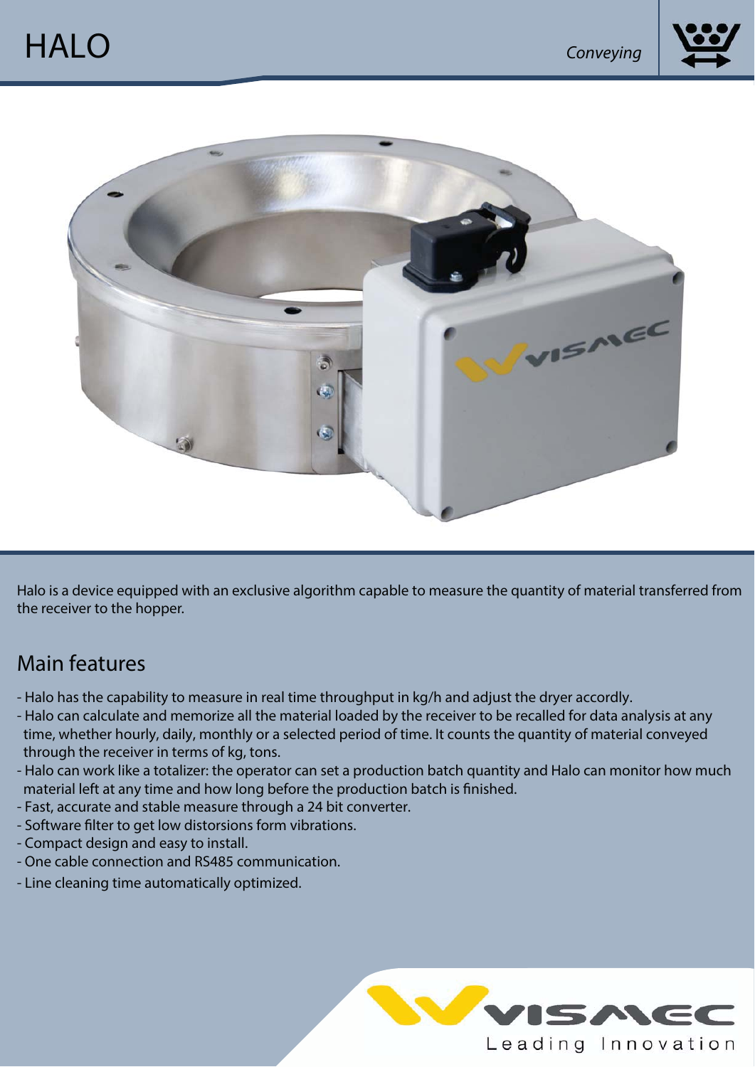# HALO

*Conveying*

Halo is a device equipped with an exclusive algorithm capable to measure the quantity of material transferred from the receiver to the hopper.

## Main features

- Halo has the capability to measure in real time throughput in kg/h and adjust the dryer accordly.
- Halo can calculate and memorize all the material loaded by the receiver to be recalled for data analysis at any time, whether hourly, daily, monthly or a selected period of time. It counts the quantity of material conveyed through the receiver in terms of kg, tons.
- Halo can work like a totalizer: the operator can set a production batch quantity and Halo can monitor how much material left at any time and how long before the production batch is finished.
- Fast, accurate and stable measure through a 24 bit converter.
- Software filter to get low distorsions form vibrations.
- Compact design and easy to install.
- One cable connection and RS485 communication.
- Line cleaning time automatically optimized.

VISMEC
Leading Innovation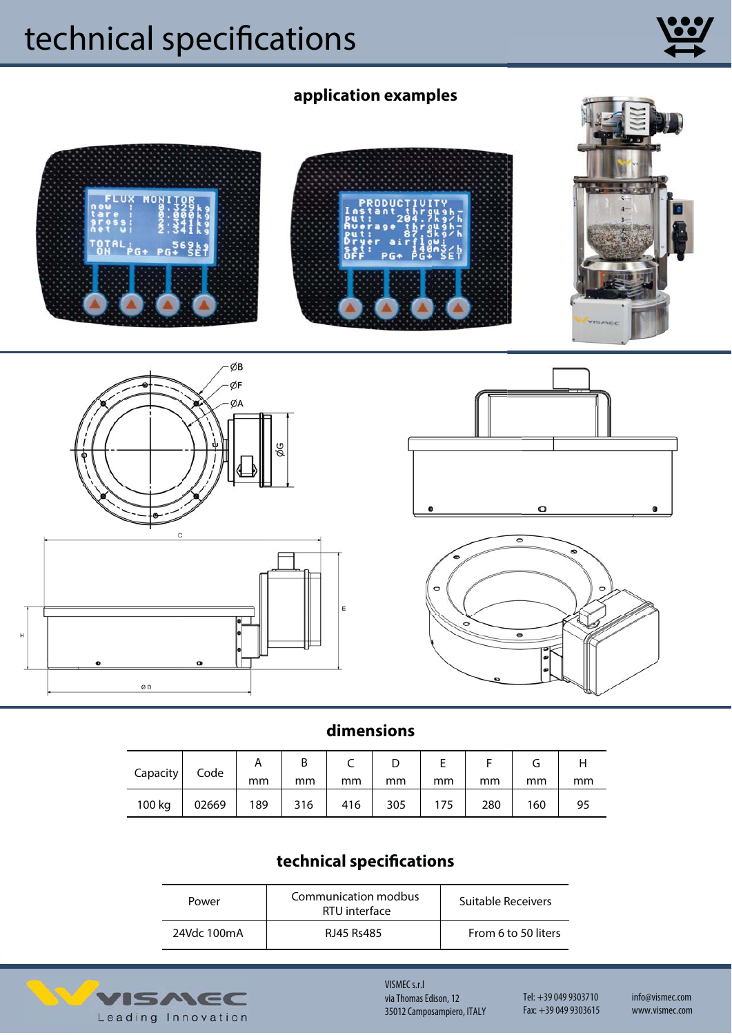# technical specifications

## application examples

FLUX MONITOR
now : 0.329kg
tare : 0.000kg
gross : 2.341kg
net wt : 2.341kg
TOTAL : 569kg
ON PG↑ PG↓ SET

PRODUCTIVITY
Instant throughput: 204.7kg/h
Average throughput: 87.5kg/h
Dryer airflow set: 140m3/h
OFF PG↑ PG↓ SET

ØB
ØF
ØA
ØG
C
E
H
Ø D

## dimensions

| Capacity | Code | A mm | B mm | C mm | D mm | E mm | F mm | G mm | H mm |
|---|---|---|---|---|---|---|---|---|---|
| 100 kg | 02669 | 189 | 316 | 416 | 305 | 175 | 280 | 160 | 95 |

## technical specifications

| Power | Communication modbus RTU interface | Suitable Receivers |
|---|---|---|
| 24Vdc 100mA | RJ45 Rs485 | From 6 to 50 liters |

VISMEC
Leading Innovation

VISMEC s.r.l
via Thomas Edison, 12
35012 Camposampiero, ITALY

Tel: +39 049 9303710
Fax: +39 049 9303615

info@vismec.com
www.vismec.com